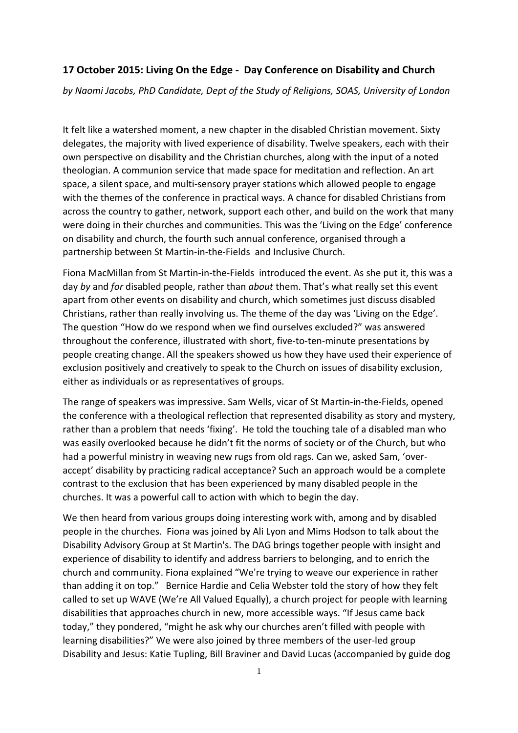**17 October 2015: Living On the Edge - Day Conference on Disability and Church**

*by Naomi Jacobs, PhD Candidate, Dept of the Study of Religions, SOAS, University of London*

It felt like a watershed moment, a new chapter in the disabled Christian movement. Sixty delegates, the majority with lived experience of disability. Twelve speakers, each with their own perspective on disability and the Christian churches, along with the input of a noted theologian. A communion service that made space for meditation and reflection. An art space, a silent space, and multi-sensory prayer stations which allowed people to engage with the themes of the conference in practical ways. A chance for disabled Christians from across the country to gather, network, support each other, and build on the work that many were doing in their churches and communities. This was the 'Living on the Edge' conference on disability and church, the fourth such annual conference, organised through a partnership between St Martin-in-the-Fields and Inclusive Church.

Fiona MacMillan from St Martin-in-the-Fields introduced the event. As she put it, this was a day *by* and *for* disabled people, rather than *about* them. That's what really set this event apart from other events on disability and church, which sometimes just discuss disabled Christians, rather than really involving us. The theme of the day was 'Living on the Edge'. The question "How do we respond when we find ourselves excluded?" was answered throughout the conference, illustrated with short, five-to-ten-minute presentations by people creating change. All the speakers showed us how they have used their experience of exclusion positively and creatively to speak to the Church on issues of disability exclusion, either as individuals or as representatives of groups.

The range of speakers was impressive. Sam Wells, vicar of St Martin-in-the-Fields, opened the conference with a theological reflection that represented disability as story and mystery, rather than a problem that needs 'fixing'. He told the touching tale of a disabled man who was easily overlooked because he didn't fit the norms of society or of the Church, but who had a powerful ministry in weaving new rugs from old rags. Can we, asked Sam, 'over-accept' disability by practicing radical acceptance? Such an approach would be a complete contrast to the exclusion that has been experienced by many disabled people in the churches. It was a powerful call to action with which to begin the day.

We then heard from various groups doing interesting work with, among and by disabled people in the churches. Fiona was joined by Ali Lyon and Mims Hodson to talk about the Disability Advisory Group at St Martin's. The DAG brings together people with insight and experience of disability to identify and address barriers to belonging, and to enrich the church and community. Fiona explained "We're trying to weave our experience in rather than adding it on top." Bernice Hardie and Celia Webster told the story of how they felt called to set up WAVE (We're All Valued Equally), a church project for people with learning disabilities that approaches church in new, more accessible ways. "If Jesus came back today," they pondered, "might he ask why our churches aren't filled with people with learning disabilities?" We were also joined by three members of the user-led group Disability and Jesus: Katie Tupling, Bill Braviner and David Lucas (accompanied by guide dog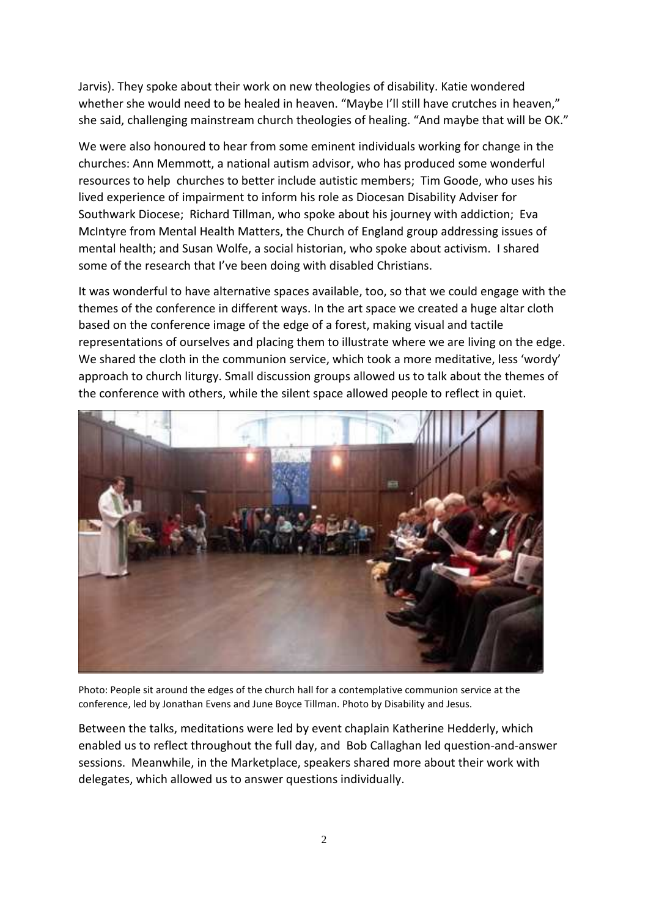Jarvis). They spoke about their work on new theologies of disability. Katie wondered whether she would need to be healed in heaven. "Maybe I'll still have crutches in heaven," she said, challenging mainstream church theologies of healing. "And maybe that will be OK."

We were also honoured to hear from some eminent individuals working for change in the churches: Ann Memmott, a national autism advisor, who has produced some wonderful resources to help churches to better include autistic members; Tim Goode, who uses his lived experience of impairment to inform his role as Diocesan Disability Adviser for Southwark Diocese; Richard Tillman, who spoke about his journey with addiction; Eva McIntyre from Mental Health Matters, the Church of England group addressing issues of mental health; and Susan Wolfe, a social historian, who spoke about activism. I shared some of the research that I've been doing with disabled Christians.

It was wonderful to have alternative spaces available, too, so that we could engage with the themes of the conference in different ways. In the art space we created a huge altar cloth based on the conference image of the edge of a forest, making visual and tactile representations of ourselves and placing them to illustrate where we are living on the edge. We shared the cloth in the communion service, which took a more meditative, less 'wordy' approach to church liturgy. Small discussion groups allowed us to talk about the themes of the conference with others, while the silent space allowed people to reflect in quiet.

Photo: People sit around the edges of the church hall for a contemplative communion service at the conference, led by Jonathan Evens and June Boyce Tillman. Photo by Disability and Jesus.

Between the talks, meditations were led by event chaplain Katherine Hedderly, which enabled us to reflect throughout the full day, and Bob Callaghan led question-and-answer sessions. Meanwhile, in the Marketplace, speakers shared more about their work with delegates, which allowed us to answer questions individually.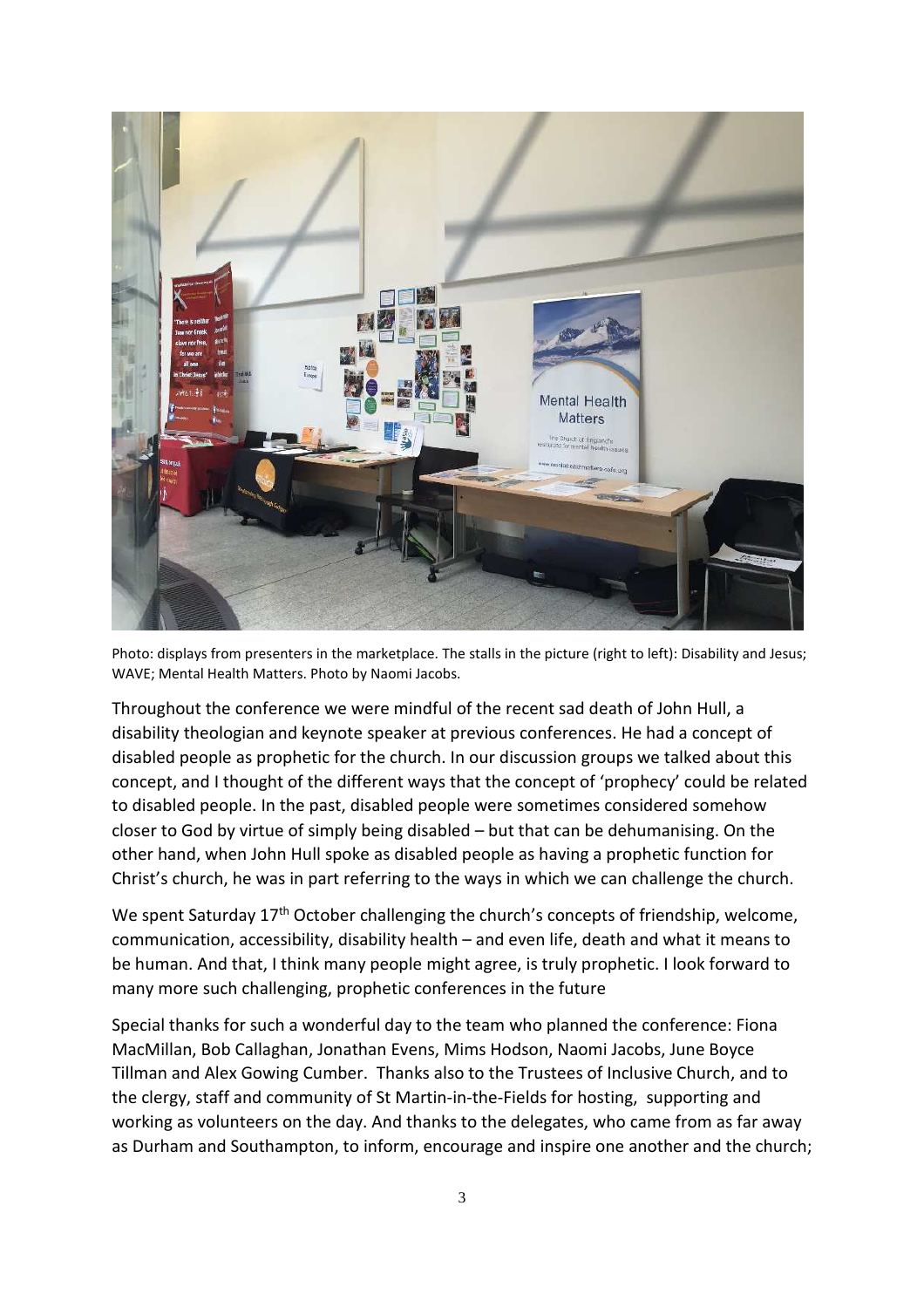Photo: displays from presenters in the marketplace. The stalls in the picture (right to left): Disability and Jesus; WAVE; Mental Health Matters. Photo by Naomi Jacobs.

Throughout the conference we were mindful of the recent sad death of John Hull, a disability theologian and keynote speaker at previous conferences. He had a concept of disabled people as prophetic for the church. In our discussion groups we talked about this concept, and I thought of the different ways that the concept of 'prophecy' could be related to disabled people. In the past, disabled people were sometimes considered somehow closer to God by virtue of simply being disabled – but that can be dehumanising. On the other hand, when John Hull spoke as disabled people as having a prophetic function for Christ's church, he was in part referring to the ways in which we can challenge the church.

We spent Saturday 17th October challenging the church's concepts of friendship, welcome, communication, accessibility, disability health – and even life, death and what it means to be human. And that, I think many people might agree, is truly prophetic. I look forward to many more such challenging, prophetic conferences in the future

Special thanks for such a wonderful day to the team who planned the conference: Fiona MacMillan, Bob Callaghan, Jonathan Evens, Mims Hodson, Naomi Jacobs, June Boyce Tillman and Alex Gowing Cumber. Thanks also to the Trustees of Inclusive Church, and to the clergy, staff and community of St Martin-in-the-Fields for hosting, supporting and working as volunteers on the day. And thanks to the delegates, who came from as far away as Durham and Southampton, to inform, encourage and inspire one another and the church;